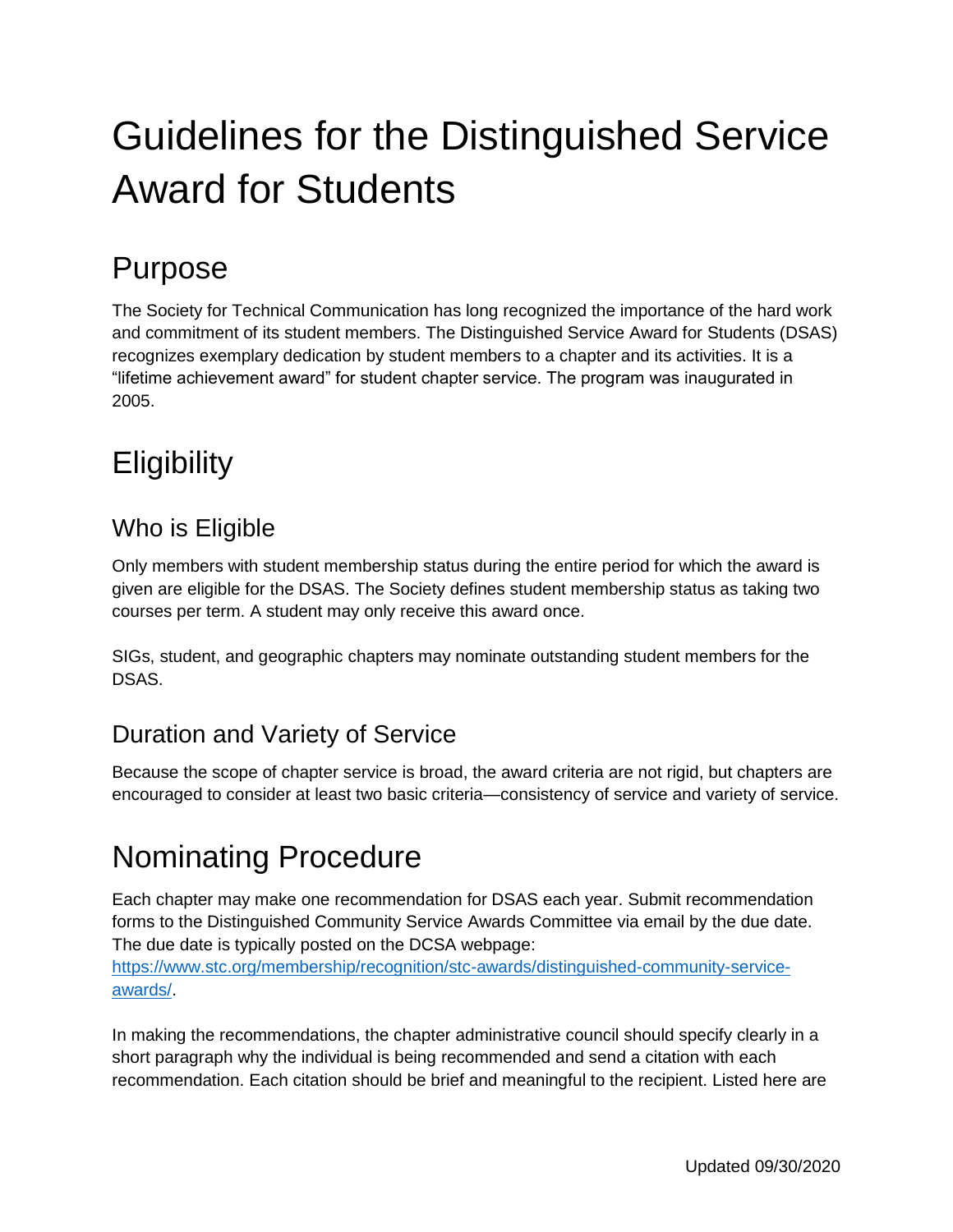# Guidelines for the Distinguished Service Award for Students

## Purpose

The Society for Technical Communication has long recognized the importance of the hard work and commitment of its student members. The Distinguished Service Award for Students (DSAS) recognizes exemplary dedication by student members to a chapter and its activities. It is a "lifetime achievement award" for student chapter service. The program was inaugurated in 2005.

## Eligibility

### Who is Eligible

Only members with student membership status during the entire period for which the award is given are eligible for the DSAS. The Society defines student membership status as taking two courses per term. A student may only receive this award once.

SIGs, student, and geographic chapters may nominate outstanding student members for the DSAS.

### Duration and Variety of Service

Because the scope of chapter service is broad, the award criteria are not rigid, but chapters are encouraged to consider at least two basic criteria—consistency of service and variety of service.

## Nominating Procedure

Each chapter may make one recommendation for DSAS each year. Submit recommendation forms to the Distinguished Community Service Awards Committee via email by the due date. The due date is typically posted on the DCSA webpage: [https://www.stc.org/membership/recognition/stc-awards/distinguished-community-service-awards/](https://www.stc.org/membership/recognition/stc-awards/distinguished-community-service-awards/).

In making the recommendations, the chapter administrative council should specify clearly in a short paragraph why the individual is being recommended and send a citation with each recommendation. Each citation should be brief and meaningful to the recipient. Listed here are

Updated 09/30/2020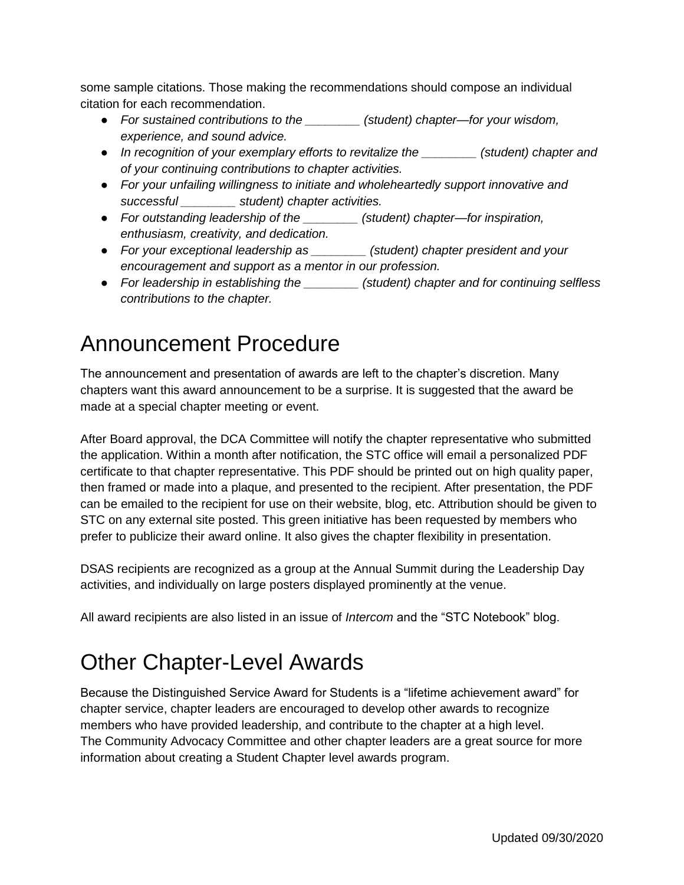some sample citations. Those making the recommendations should compose an individual citation for each recommendation.

- *For sustained contributions to the ________ (student) chapter—for your wisdom, experience, and sound advice.*
- *In recognition of your exemplary efforts to revitalize the ________ (student) chapter and of your continuing contributions to chapter activities.*
- *For your unfailing willingness to initiate and wholeheartedly support innovative and successful ________ student) chapter activities.*
- *For outstanding leadership of the ________ (student) chapter—for inspiration, enthusiasm, creativity, and dedication.*
- *For your exceptional leadership as ________ (student) chapter president and your encouragement and support as a mentor in our profession.*
- *For leadership in establishing the ________ (student) chapter and for continuing selfless contributions to the chapter.*

# Announcement Procedure

The announcement and presentation of awards are left to the chapter's discretion. Many chapters want this award announcement to be a surprise. It is suggested that the award be made at a special chapter meeting or event.

After Board approval, the DCA Committee will notify the chapter representative who submitted the application. Within a month after notification, the STC office will email a personalized PDF certificate to that chapter representative. This PDF should be printed out on high quality paper, then framed or made into a plaque, and presented to the recipient. After presentation, the PDF can be emailed to the recipient for use on their website, blog, etc. Attribution should be given to STC on any external site posted. This green initiative has been requested by members who prefer to publicize their award online. It also gives the chapter flexibility in presentation.

DSAS recipients are recognized as a group at the Annual Summit during the Leadership Day activities, and individually on large posters displayed prominently at the venue.

All award recipients are also listed in an issue of *Intercom* and the "STC Notebook" blog.

# Other Chapter-Level Awards

Because the Distinguished Service Award for Students is a "lifetime achievement award" for chapter service, chapter leaders are encouraged to develop other awards to recognize members who have provided leadership, and contribute to the chapter at a high level.
The Community Advocacy Committee and other chapter leaders are a great source for more information about creating a Student Chapter level awards program.

Updated 09/30/2020